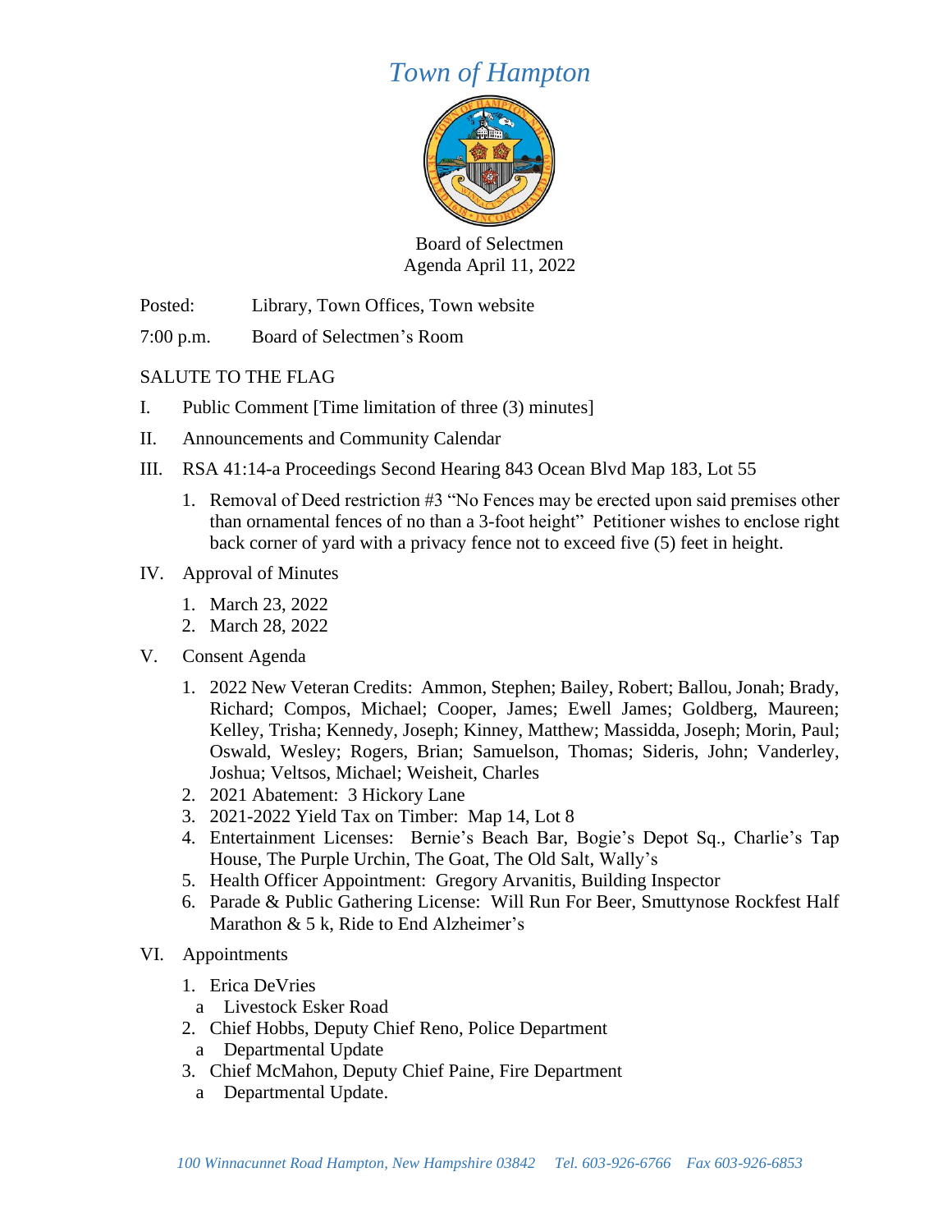# *Town of Hampton*

Board of Selectmen
Agenda April 11, 2022

Posted: Library, Town Offices, Town website

7:00 p.m. Board of Selectmen's Room

SALUTE TO THE FLAG

I. Public Comment [Time limitation of three (3) minutes]

II. Announcements and Community Calendar

III. RSA 41:14-a Proceedings Second Hearing 843 Ocean Blvd Map 183, Lot 55

1. Removal of Deed restriction #3 "No Fences may be erected upon said premises other than ornamental fences of no than a 3-foot height" Petitioner wishes to enclose right back corner of yard with a privacy fence not to exceed five (5) feet in height.

IV. Approval of Minutes

1. March 23, 2022
2. March 28, 2022

V. Consent Agenda

1. 2022 New Veteran Credits: Ammon, Stephen; Bailey, Robert; Ballou, Jonah; Brady, Richard; Compos, Michael; Cooper, James; Ewell James; Goldberg, Maureen; Kelley, Trisha; Kennedy, Joseph; Kinney, Matthew; Massidda, Joseph; Morin, Paul; Oswald, Wesley; Rogers, Brian; Samuelson, Thomas; Sideris, John; Vanderley, Joshua; Veltsos, Michael; Weisheit, Charles
2. 2021 Abatement: 3 Hickory Lane
3. 2021-2022 Yield Tax on Timber: Map 14, Lot 8
4. Entertainment Licenses: Bernie's Beach Bar, Bogie's Depot Sq., Charlie's Tap House, The Purple Urchin, The Goat, The Old Salt, Wally's
5. Health Officer Appointment: Gregory Arvanitis, Building Inspector
6. Parade & Public Gathering License: Will Run For Beer, Smuttynose Rockfest Half Marathon & 5 k, Ride to End Alzheimer's

VI. Appointments

1. Erica DeVries
   a Livestock Esker Road
2. Chief Hobbs, Deputy Chief Reno, Police Department
   a Departmental Update
3. Chief McMahon, Deputy Chief Paine, Fire Department
   a Departmental Update.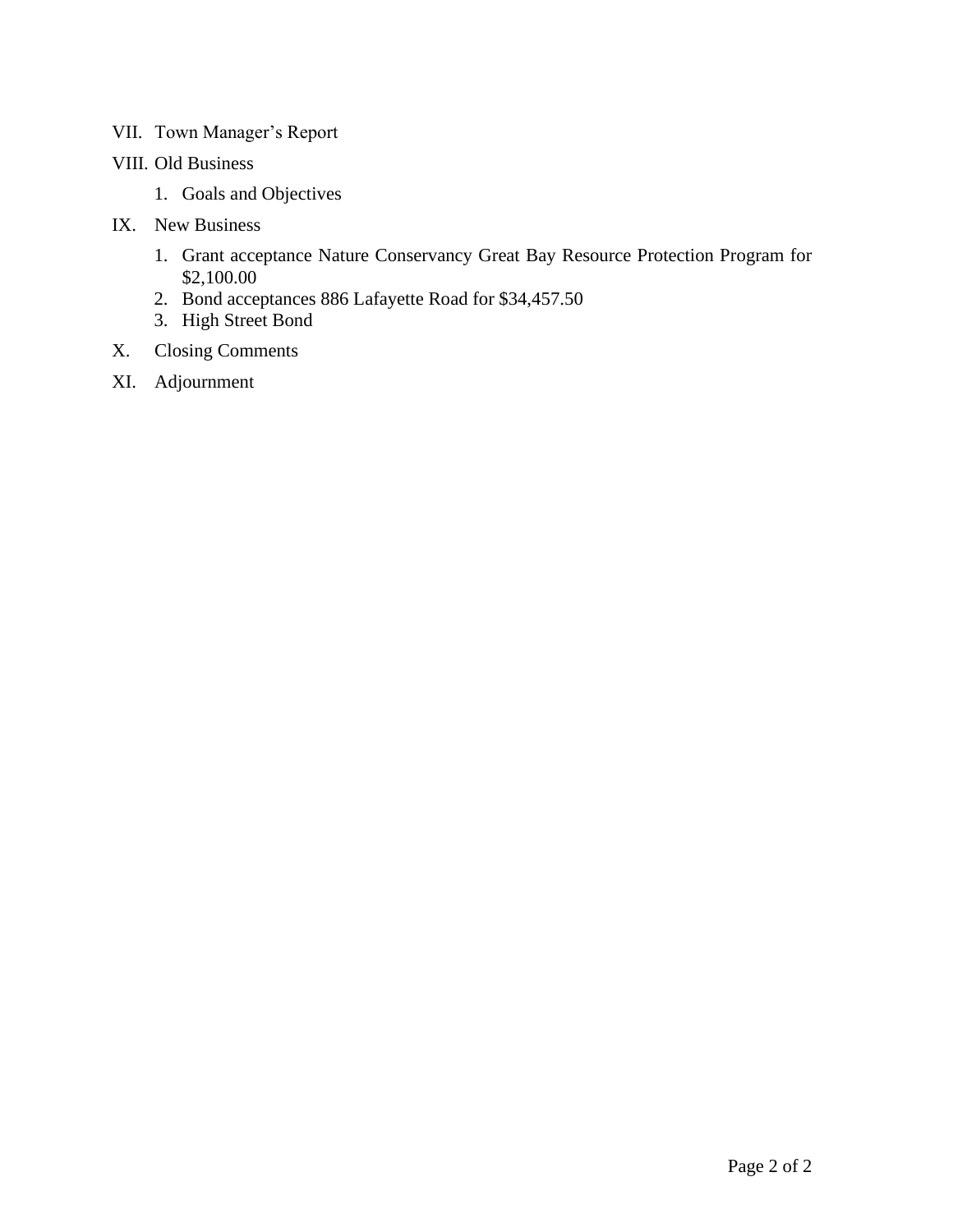VII. Town Manager's Report

VIII. Old Business

1. Goals and Objectives

IX. New Business

1. Grant acceptance Nature Conservancy Great Bay Resource Protection Program for $2,100.00
2. Bond acceptances 886 Lafayette Road for $34,457.50
3. High Street Bond

X. Closing Comments

XI. Adjournment